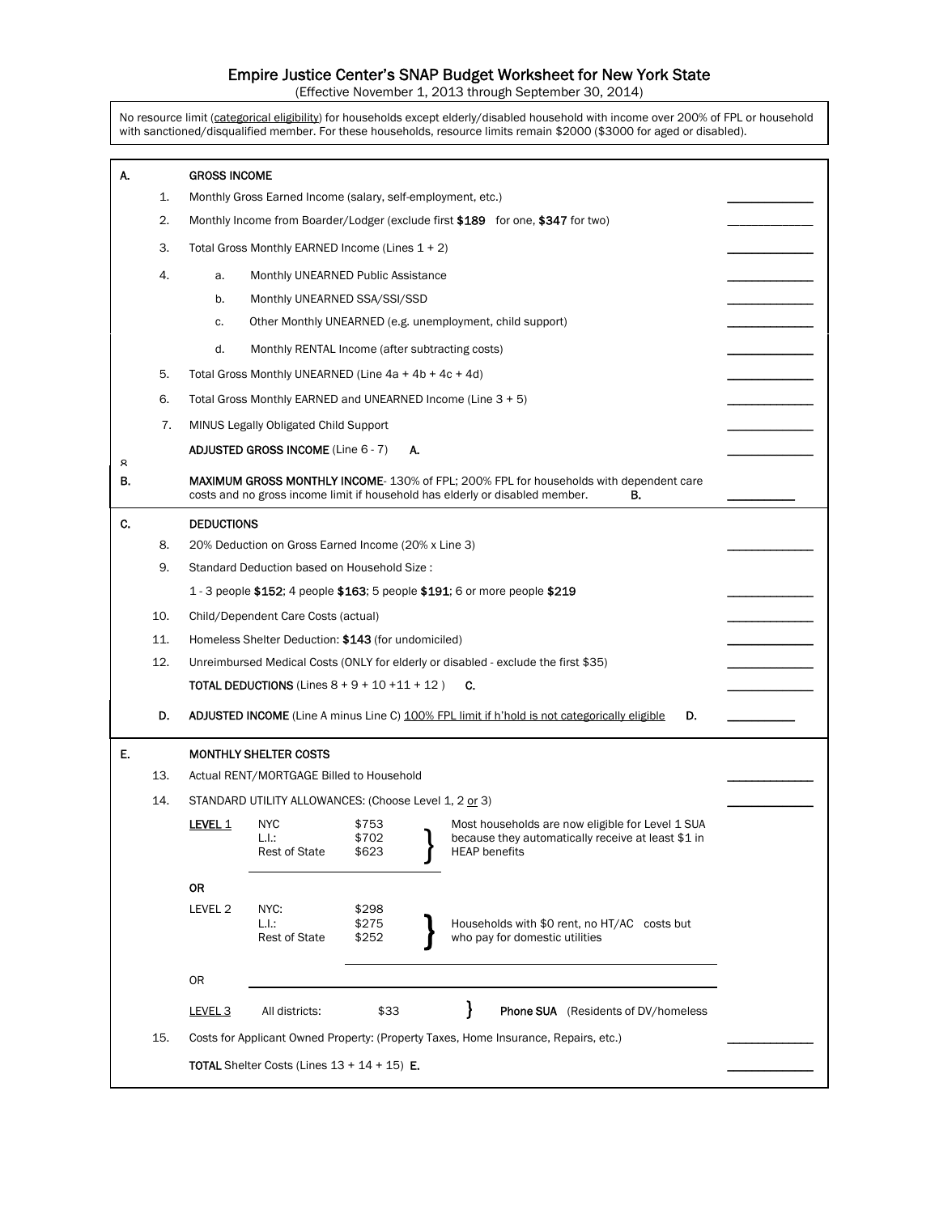# Empire Justice Center's SNAP Budget Worksheet for New York State

(Effective November 1, 2013 through September 30, 2014)

No resource limit (categorical eligibility) for households except elderly/disabled household with income over 200% of FPL or household with sanctioned/disqualified member. For these households, resource limits remain $2000 ($3000 for aged or disabled).

| | | | |
|---|---|---|---|
| **A.** | | **GROSS INCOME** | |
| | 1. | Monthly Gross Earned Income (salary, self-employment, etc.) | ______ |
| | 2. | Monthly Income from Boarder/Lodger (exclude first **$189** for one, **$347** for two) | ______ |
| | 3. | Total Gross Monthly EARNED Income (Lines 1 + 2) | ______ |
| | 4. | a. Monthly UNEARNED Public Assistance | ______ |
| | | b. Monthly UNEARNED SSA/SSI/SSD | ______ |
| | | c. Other Monthly UNEARNED (e.g. unemployment, child support) | ______ |
| | | d. Monthly RENTAL Income (after subtracting costs) | ______ |
| | 5. | Total Gross Monthly UNEARNED (Line 4a + 4b + 4c + 4d) | ______ |
| | 6. | Total Gross Monthly EARNED and UNEARNED Income (Line 3 + 5) | ______ |
| | 7. | MINUS Legally Obligated Child Support | ______ |
| | 8 | **ADJUSTED GROSS INCOME** (Line 6 - 7) **A.** | ______ |
| **B.** | | **MAXIMUM GROSS MONTHLY INCOME**- 130% of FPL; 200% FPL for households with dependent care costs and no gross income limit if household has elderly or disabled member. **B.** | ______ |
| **C.** | | **DEDUCTIONS** | |
| | 8. | 20% Deduction on Gross Earned Income (20% x Line 3) | ______ |
| | 9. | Standard Deduction based on Household Size : 1 - 3 people **$152**; 4 people **$163**; 5 people **$191**; 6 or more people **$219** | ______ |
| | 10. | Child/Dependent Care Costs (actual) | ______ |
| | 11. | Homeless Shelter Deduction: **$143** (for undomiciled) | ______ |
| | 12. | Unreimbursed Medical Costs (ONLY for elderly or disabled - exclude the first $35) | ______ |
| | | **TOTAL DEDUCTIONS** (Lines 8 + 9 + 10 +11 + 12 ) **C.** | ______ |
| | **D.** | **ADJUSTED INCOME** (Line A minus Line C) 100% FPL limit if h'hold is not categorically eligible **D.** | ______ |
| **E.** | | **MONTHLY SHELTER COSTS** | |
| | 13. | Actual RENT/MORTGAGE Billed to Household | ______ |
| | 14. | STANDARD UTILITY ALLOWANCES: (Choose Level 1, 2 or 3) | ______ |
| | 15. | Costs for Applicant Owned Property: (Property Taxes, Home Insurance, Repairs, etc.) | ______ |
| | | **TOTAL** Shelter Costs (Lines 13 + 14 + 15) **E.** | ______ |

Standard Utility Allowances (Line 14):

| Level | District | Amount | Notes |
|---|---|---|---|
| LEVEL 1 | NYC | $753 | Most households are now eligible for Level 1 SUA because they automatically receive at least $1 in HEAP benefits |
| | L.I.: | $702 | |
| | Rest of State | $623 | |
| OR | | | |
| LEVEL 2 | NYC: | $298 | Households with $0 rent, no HT/AC costs but who pay for domestic utilities |
| | L.I.: | $275 | |
| | Rest of State | $252 | |
| OR | | | |
| LEVEL 3 | All districts: | $33 | **Phone SUA** (Residents of DV/homeless |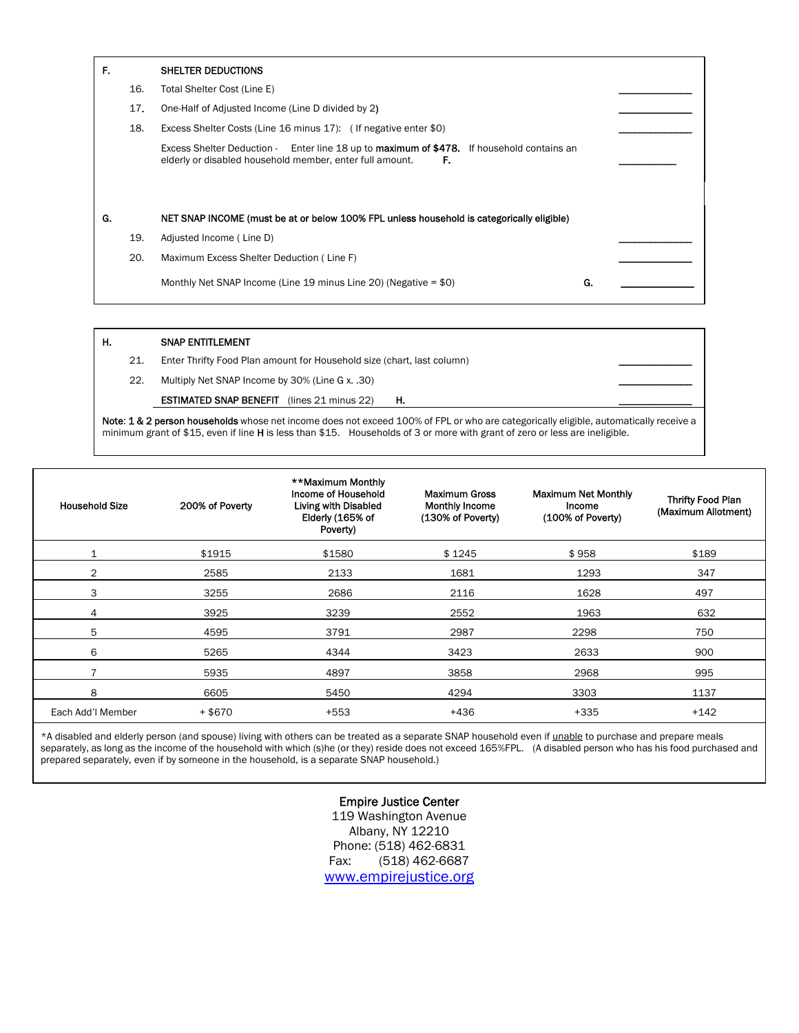**F.** **SHELTER DEDUCTIONS**

16. Total Shelter Cost (Line E) \_\_\_\_\_\_\_\_\_\_\_\_

17. One-Half of Adjusted Income (Line D divided by 2) \_\_\_\_\_\_\_\_\_\_\_\_

18. Excess Shelter Costs (Line 16 minus 17): (If negative enter $0) \_\_\_\_\_\_\_\_\_\_\_\_

Excess Shelter Deduction - Enter line 18 up to **maximum of $478.** If household contains an elderly or disabled household member, enter full amount. **F.** \_\_\_\_\_\_\_\_\_\_

**G.** **NET SNAP INCOME (must be at or below 100% FPL unless household is categorically eligible)**

19. Adjusted Income ( Line D) \_\_\_\_\_\_\_\_\_\_\_\_

20. Maximum Excess Shelter Deduction ( Line F) \_\_\_\_\_\_\_\_\_\_\_\_

Monthly Net SNAP Income (Line 19 minus Line 20) (Negative = $0) **G.** \_\_\_\_\_\_\_\_\_\_\_\_

**H.** **SNAP ENTITLEMENT**

21. Enter Thrifty Food Plan amount for Household size (chart, last column) \_\_\_\_\_\_\_\_\_\_\_\_

22. Multiply Net SNAP Income by 30% (Line G x. .30) \_\_\_\_\_\_\_\_\_\_\_\_

**ESTIMATED SNAP BENEFIT** (lines 21 minus 22) **H.** \_\_\_\_\_\_\_\_\_\_\_\_

**Note: 1 & 2 person households** whose net income does not exceed 100% of FPL or who are categorically eligible, automatically receive a minimum grant of $15, even if line **H** is less than $15. Households of 3 or more with grant of zero or less are ineligible.

| Household Size | 200% of Poverty | **Maximum Monthly Income of Household Living with Disabled Elderly (165% of Poverty) | Maximum Gross Monthly Income (130% of Poverty) | Maximum Net Monthly Income (100% of Poverty) | Thrifty Food Plan (Maximum Allotment) |
|---|---|---|---|---|---|
| 1 | $1915 | $1580 | $ 1245 | $ 958 | $189 |
| 2 | 2585 | 2133 | 1681 | 1293 | 347 |
| 3 | 3255 | 2686 | 2116 | 1628 | 497 |
| 4 | 3925 | 3239 | 2552 | 1963 | 632 |
| 5 | 4595 | 3791 | 2987 | 2298 | 750 |
| 6 | 5265 | 4344 | 3423 | 2633 | 900 |
| 7 | 5935 | 4897 | 3858 | 2968 | 995 |
| 8 | 6605 | 5450 | 4294 | 3303 | 1137 |
| Each Add'l Member | + $670 | +553 | +436 | +335 | +142 |

*A disabled and elderly person (and spouse) living with others can be treated as a separate SNAP household even if unable to purchase and prepare meals separately, as long as the income of the household with which (s)he (or they) reside does not exceed 165%FPL. (A disabled person who has his food purchased and prepared separately, even if by someone in the household, is a separate SNAP household.)

**Empire Justice Center**
119 Washington Avenue
Albany, NY 12210
Phone: (518) 462-6831
Fax: (518) 462-6687
www.empirejustice.org